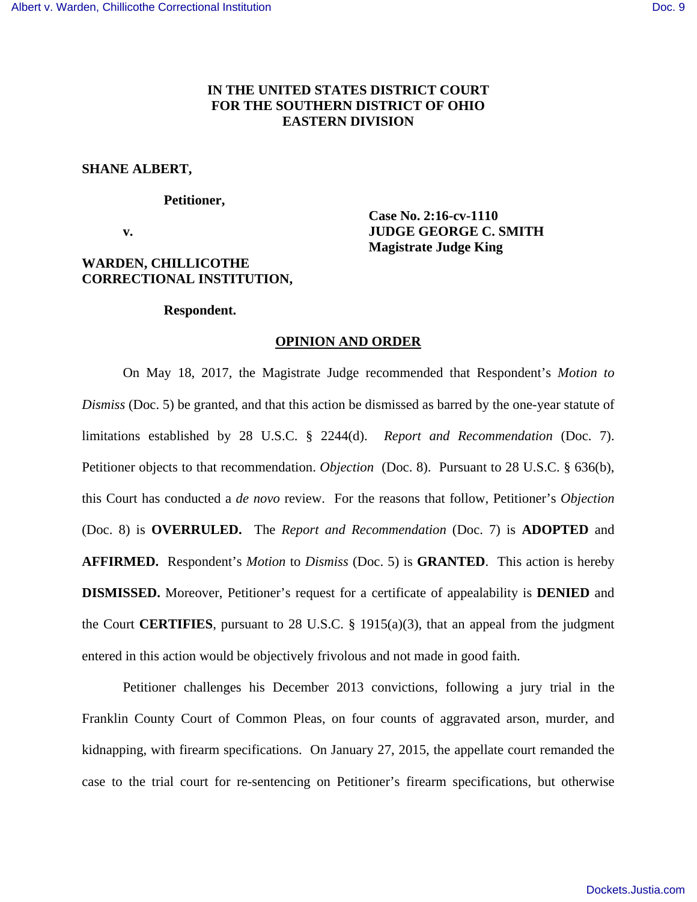**IN THE UNITED STATES DISTRICT COURT**
**FOR THE SOUTHERN DISTRICT OF OHIO**
**EASTERN DIVISION**

**SHANE ALBERT,**

**Petitioner,**

**v.**

**Case No. 2:16-cv-1110**
**JUDGE GEORGE C. SMITH**
**Magistrate Judge King**

**WARDEN, CHILLICOTHE CORRECTIONAL INSTITUTION,**

**Respondent.**

## OPINION AND ORDER

On May 18, 2017, the Magistrate Judge recommended that Respondent's *Motion to Dismiss* (Doc. 5) be granted, and that this action be dismissed as barred by the one-year statute of limitations established by 28 U.S.C. § 2244(d). *Report and Recommendation* (Doc. 7). Petitioner objects to that recommendation. *Objection* (Doc. 8). Pursuant to 28 U.S.C. § 636(b), this Court has conducted a *de novo* review. For the reasons that follow, Petitioner's *Objection* (Doc. 8) is **OVERRULED.** The *Report and Recommendation* (Doc. 7) is **ADOPTED** and **AFFIRMED.** Respondent's *Motion* to *Dismiss* (Doc. 5) is **GRANTED**. This action is hereby **DISMISSED.** Moreover, Petitioner's request for a certificate of appealability is **DENIED** and the Court **CERTIFIES**, pursuant to 28 U.S.C. § 1915(a)(3), that an appeal from the judgment entered in this action would be objectively frivolous and not made in good faith.

Petitioner challenges his December 2013 convictions, following a jury trial in the Franklin County Court of Common Pleas, on four counts of aggravated arson, murder, and kidnapping, with firearm specifications. On January 27, 2015, the appellate court remanded the case to the trial court for re-sentencing on Petitioner's firearm specifications, but otherwise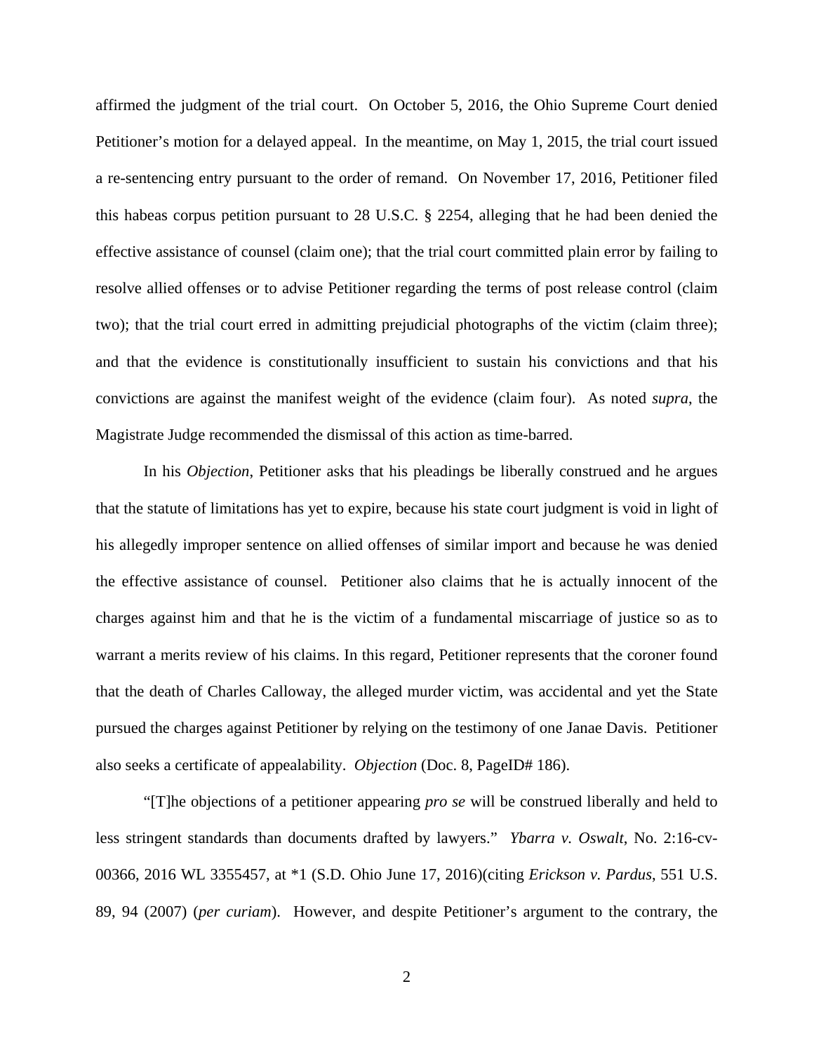affirmed the judgment of the trial court. On October 5, 2016, the Ohio Supreme Court denied Petitioner's motion for a delayed appeal. In the meantime, on May 1, 2015, the trial court issued a re-sentencing entry pursuant to the order of remand. On November 17, 2016, Petitioner filed this habeas corpus petition pursuant to 28 U.S.C. § 2254, alleging that he had been denied the effective assistance of counsel (claim one); that the trial court committed plain error by failing to resolve allied offenses or to advise Petitioner regarding the terms of post release control (claim two); that the trial court erred in admitting prejudicial photographs of the victim (claim three); and that the evidence is constitutionally insufficient to sustain his convictions and that his convictions are against the manifest weight of the evidence (claim four). As noted *supra*, the Magistrate Judge recommended the dismissal of this action as time-barred.

In his *Objection*, Petitioner asks that his pleadings be liberally construed and he argues that the statute of limitations has yet to expire, because his state court judgment is void in light of his allegedly improper sentence on allied offenses of similar import and because he was denied the effective assistance of counsel. Petitioner also claims that he is actually innocent of the charges against him and that he is the victim of a fundamental miscarriage of justice so as to warrant a merits review of his claims. In this regard, Petitioner represents that the coroner found that the death of Charles Calloway, the alleged murder victim, was accidental and yet the State pursued the charges against Petitioner by relying on the testimony of one Janae Davis. Petitioner also seeks a certificate of appealability. *Objection* (Doc. 8, PageID# 186).

"[T]he objections of a petitioner appearing *pro se* will be construed liberally and held to less stringent standards than documents drafted by lawyers." *Ybarra v. Oswalt*, No. 2:16-cv-00366, 2016 WL 3355457, at *1 (S.D. Ohio June 17, 2016)(citing *Erickson v. Pardus*, 551 U.S. 89, 94 (2007) (*per curiam*). However, and despite Petitioner's argument to the contrary, the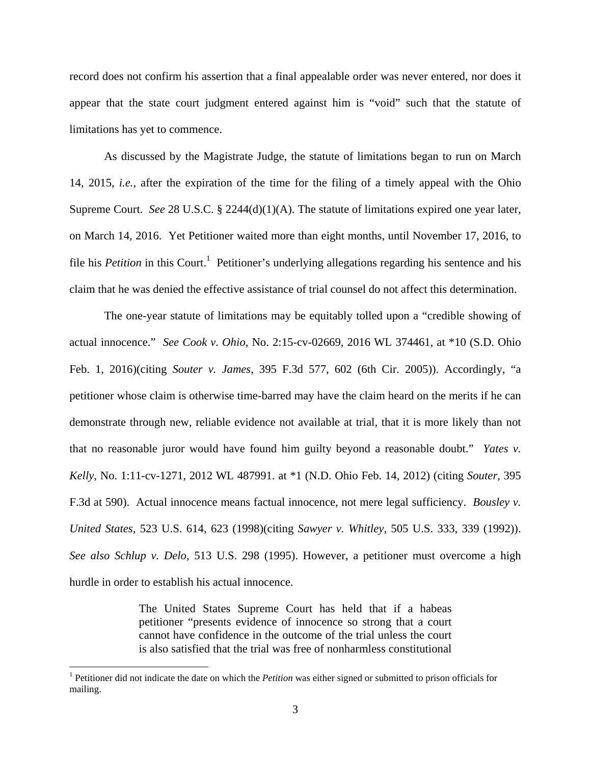record does not confirm his assertion that a final appealable order was never entered, nor does it appear that the state court judgment entered against him is "void" such that the statute of limitations has yet to commence.

As discussed by the Magistrate Judge, the statute of limitations began to run on March 14, 2015, *i.e.*, after the expiration of the time for the filing of a timely appeal with the Ohio Supreme Court. *See* 28 U.S.C. § 2244(d)(1)(A). The statute of limitations expired one year later, on March 14, 2016. Yet Petitioner waited more than eight months, until November 17, 2016, to file his *Petition* in this Court.[1] Petitioner's underlying allegations regarding his sentence and his claim that he was denied the effective assistance of trial counsel do not affect this determination.

The one-year statute of limitations may be equitably tolled upon a "credible showing of actual innocence." *See Cook v. Ohio*, No. 2:15-cv-02669, 2016 WL 374461, at *10 (S.D. Ohio Feb. 1, 2016)(citing *Souter v. James*, 395 F.3d 577, 602 (6th Cir. 2005)). Accordingly, "a petitioner whose claim is otherwise time-barred may have the claim heard on the merits if he can demonstrate through new, reliable evidence not available at trial, that it is more likely than not that no reasonable juror would have found him guilty beyond a reasonable doubt." *Yates v. Kelly*, No. 1:11-cv-1271, 2012 WL 487991. at *1 (N.D. Ohio Feb. 14, 2012) (citing *Souter*, 395 F.3d at 590). Actual innocence means factual innocence, not mere legal sufficiency. *Bousley v. United States*, 523 U.S. 614, 623 (1998)(citing *Sawyer v. Whitley*, 505 U.S. 333, 339 (1992)). *See also Schlup v. Delo*, 513 U.S. 298 (1995). However, a petitioner must overcome a high hurdle in order to establish his actual innocence.

> The United States Supreme Court has held that if a habeas petitioner "presents evidence of innocence so strong that a court cannot have confidence in the outcome of the trial unless the court is also satisfied that the trial was free of nonharmless constitutional

---

[1] Petitioner did not indicate the date on which the *Petition* was either signed or submitted to prison officials for mailing.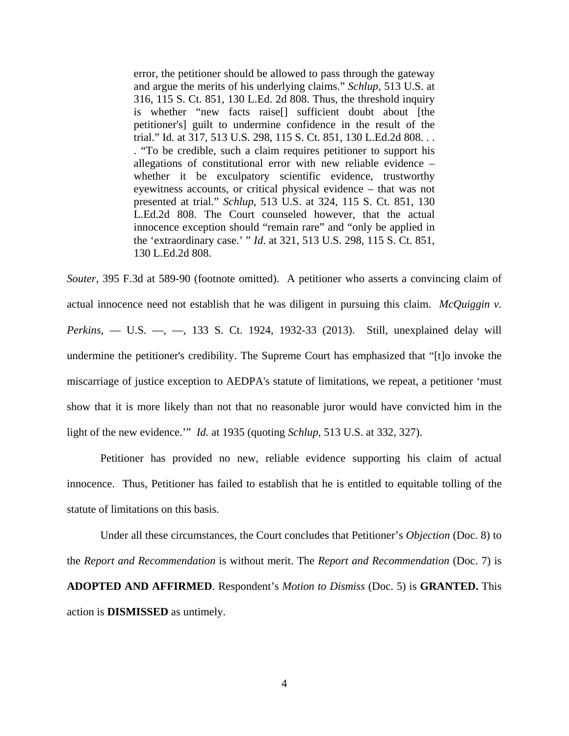> error, the petitioner should be allowed to pass through the gateway and argue the merits of his underlying claims." *Schlup*, 513 U.S. at 316, 115 S. Ct. 851, 130 L.Ed. 2d 808. Thus, the threshold inquiry is whether "new facts raise[] sufficient doubt about [the petitioner's] guilt to undermine confidence in the result of the trial." Id. at 317, 513 U.S. 298, 115 S. Ct. 851, 130 L.Ed.2d 808. . . . "To be credible, such a claim requires petitioner to support his allegations of constitutional error with new reliable evidence – whether it be exculpatory scientific evidence, trustworthy eyewitness accounts, or critical physical evidence – that was not presented at trial." *Schlup*, 513 U.S. at 324, 115 S. Ct. 851, 130 L.Ed.2d 808. The Court counseled however, that the actual innocence exception should "remain rare" and "only be applied in the 'extraordinary case.' " *Id*. at 321, 513 U.S. 298, 115 S. Ct. 851, 130 L.Ed.2d 808.

*Souter*, 395 F.3d at 589-90 (footnote omitted). A petitioner who asserts a convincing claim of actual innocence need not establish that he was diligent in pursuing this claim. *McQuiggin v. Perkins*, — U.S. —, —, 133 S. Ct. 1924, 1932-33 (2013). Still, unexplained delay will undermine the petitioner's credibility. The Supreme Court has emphasized that "[t]o invoke the miscarriage of justice exception to AEDPA's statute of limitations, we repeat, a petitioner 'must show that it is more likely than not that no reasonable juror would have convicted him in the light of the new evidence.'" *Id.* at 1935 (quoting *Schlup*, 513 U.S. at 332, 327).

Petitioner has provided no new, reliable evidence supporting his claim of actual innocence. Thus, Petitioner has failed to establish that he is entitled to equitable tolling of the statute of limitations on this basis.

Under all these circumstances, the Court concludes that Petitioner's *Objection* (Doc. 8) to the *Report and Recommendation* is without merit. The *Report and Recommendation* (Doc. 7) is **ADOPTED AND AFFIRMED**. Respondent's *Motion to Dismiss* (Doc. 5) is **GRANTED.** This action is **DISMISSED** as untimely.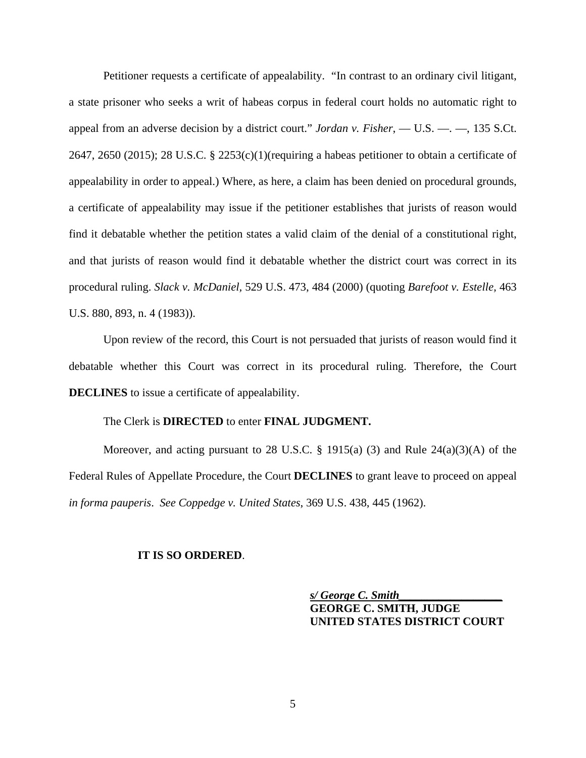Petitioner requests a certificate of appealability. "In contrast to an ordinary civil litigant, a state prisoner who seeks a writ of habeas corpus in federal court holds no automatic right to appeal from an adverse decision by a district court." *Jordan v. Fisher*, — U.S. —. —, 135 S.Ct. 2647, 2650 (2015); 28 U.S.C. § 2253(c)(1)(requiring a habeas petitioner to obtain a certificate of appealability in order to appeal.) Where, as here, a claim has been denied on procedural grounds, a certificate of appealability may issue if the petitioner establishes that jurists of reason would find it debatable whether the petition states a valid claim of the denial of a constitutional right, and that jurists of reason would find it debatable whether the district court was correct in its procedural ruling. *Slack v. McDaniel*, 529 U.S. 473, 484 (2000) (quoting *Barefoot v. Estelle*, 463 U.S. 880, 893, n. 4 (1983)).

Upon review of the record, this Court is not persuaded that jurists of reason would find it debatable whether this Court was correct in its procedural ruling. Therefore, the Court **DECLINES** to issue a certificate of appealability.

The Clerk is **DIRECTED** to enter **FINAL JUDGMENT.**

Moreover, and acting pursuant to 28 U.S.C. § 1915(a) (3) and Rule 24(a)(3)(A) of the Federal Rules of Appellate Procedure, the Court **DECLINES** to grant leave to proceed on appeal *in forma pauperis*. *See Coppedge v. United States*, 369 U.S. 438, 445 (1962).

**IT IS SO ORDERED**.

***s/ George C. Smith***
**GEORGE C. SMITH, JUDGE**
**UNITED STATES DISTRICT COURT**